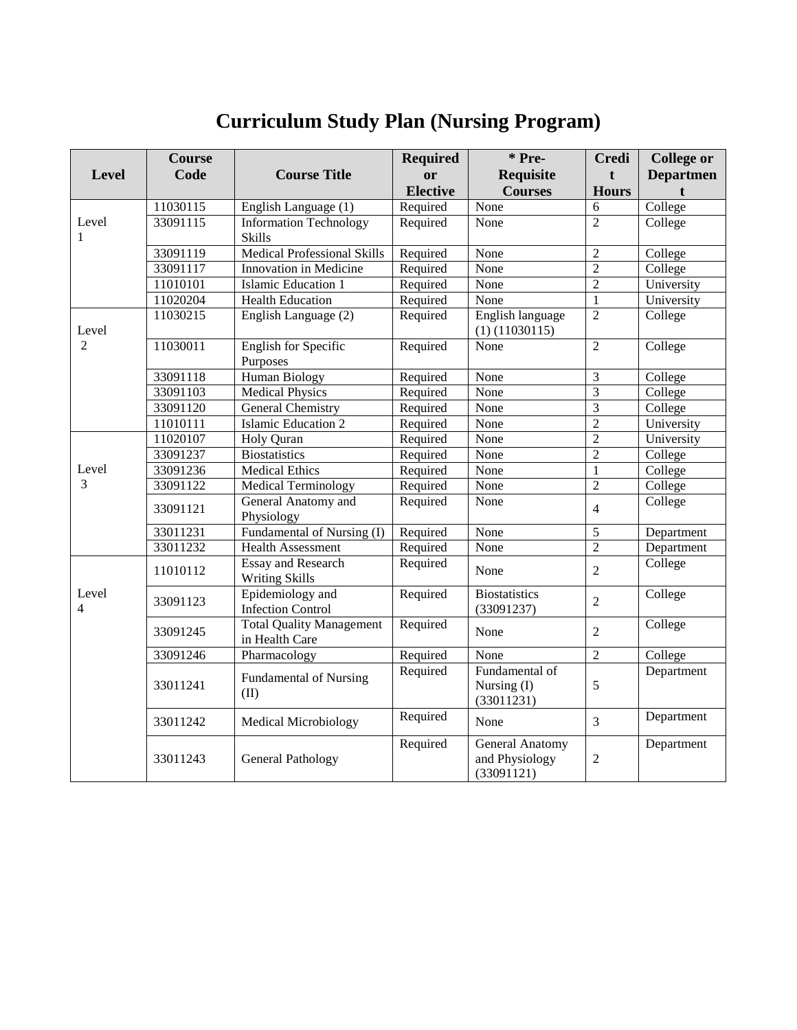# Curriculum Study Plan (Nursing Program)

| Level | Course Code | Course Title | Required or Elective | * Pre-Requisite Courses | Credit Hours | College or Department |
|---|---|---|---|---|---|---|
| Level 1 | 11030115 | English Language (1) | Required | None | 6 | College |
| | 33091115 | Information Technology Skills | Required | None | 2 | College |
| | 33091119 | Medical Professional Skills | Required | None | 2 | College |
| | 33091117 | Innovation in Medicine | Required | None | 2 | College |
| | 11010101 | Islamic Education 1 | Required | None | 2 | University |
| | 11020204 | Health Education | Required | None | 1 | University |
| Level 2 | 11030215 | English Language (2) | Required | English language (1) (11030115) | 2 | College |
| | 11030011 | English for Specific Purposes | Required | None | 2 | College |
| | 33091118 | Human Biology | Required | None | 3 | College |
| | 33091103 | Medical Physics | Required | None | 3 | College |
| | 33091120 | General Chemistry | Required | None | 3 | College |
| | 11010111 | Islamic Education 2 | Required | None | 2 | University |
| Level 3 | 11020107 | Holy Quran | Required | None | 2 | University |
| | 33091237 | Biostatistics | Required | None | 2 | College |
| | 33091236 | Medical Ethics | Required | None | 1 | College |
| | 33091122 | Medical Terminology | Required | None | 2 | College |
| | 33091121 | General Anatomy and Physiology | Required | None | 4 | College |
| | 33011231 | Fundamental of Nursing (I) | Required | None | 5 | Department |
| | 33011232 | Health Assessment | Required | None | 2 | Department |
| Level 4 | 11010112 | Essay and Research Writing Skills | Required | None | 2 | College |
| | 33091123 | Epidemiology and Infection Control | Required | Biostatistics (33091237) | 2 | College |
| | 33091245 | Total Quality Management in Health Care | Required | None | 2 | College |
| | 33091246 | Pharmacology | Required | None | 2 | College |
| | 33011241 | Fundamental of Nursing (II) | Required | Fundamental of Nursing (I) (33011231) | 5 | Department |
| | 33011242 | Medical Microbiology | Required | None | 3 | Department |
| | 33011243 | General Pathology | Required | General Anatomy and Physiology (33091121) | 2 | Department |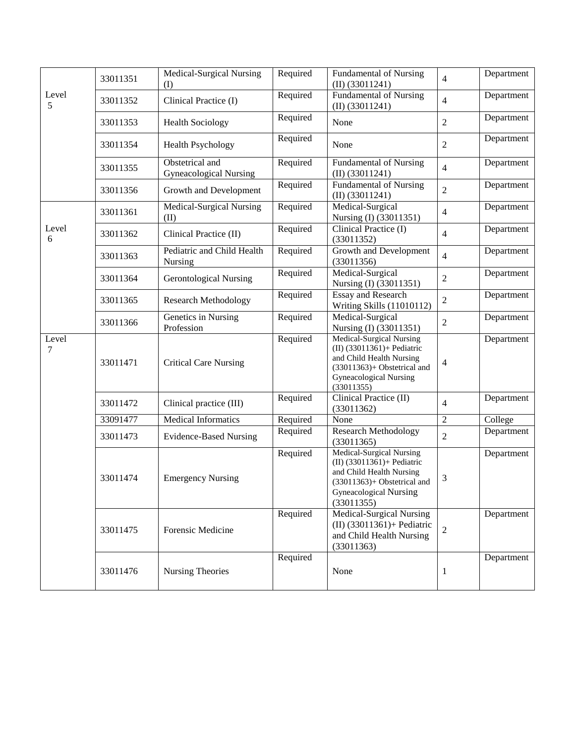| Level 5 | 33011351 | Medical-Surgical Nursing (I) | Required | Fundamental of Nursing (II) (33011241) | 4 | Department |
|---|---|---|---|---|---|---|
| | 33011352 | Clinical Practice (I) | Required | Fundamental of Nursing (II) (33011241) | 4 | Department |
| | 33011353 | Health Sociology | Required | None | 2 | Department |
| | 33011354 | Health Psychology | Required | None | 2 | Department |
| | 33011355 | Obstetrical and Gyneacological Nursing | Required | Fundamental of Nursing (II) (33011241) | 4 | Department |
| | 33011356 | Growth and Development | Required | Fundamental of Nursing (II) (33011241) | 2 | Department |
| Level 6 | 33011361 | Medical-Surgical Nursing (II) | Required | Medical-Surgical Nursing (I) (33011351) | 4 | Department |
| | 33011362 | Clinical Practice (II) | Required | Clinical Practice (I) (33011352) | 4 | Department |
| | 33011363 | Pediatric and Child Health Nursing | Required | Growth and Development (33011356) | 4 | Department |
| | 33011364 | Gerontological Nursing | Required | Medical-Surgical Nursing (I) (33011351) | 2 | Department |
| | 33011365 | Research Methodology | Required | Essay and Research Writing Skills (11010112) | 2 | Department |
| | 33011366 | Genetics in Nursing Profession | Required | Medical-Surgical Nursing (I) (33011351) | 2 | Department |
| Level 7 | 33011471 | Critical Care Nursing | Required | Medical-Surgical Nursing (II) (33011361)+ Pediatric and Child Health Nursing (33011363)+ Obstetrical and Gyneacological Nursing (33011355) | 4 | Department |
| | 33011472 | Clinical practice (III) | Required | Clinical Practice (II) (33011362) | 4 | Department |
| | 33091477 | Medical Informatics | Required | None | 2 | College |
| | 33011473 | Evidence-Based Nursing | Required | Research Methodology (33011365) | 2 | Department |
| | 33011474 | Emergency Nursing | Required | Medical-Surgical Nursing (II) (33011361)+ Pediatric and Child Health Nursing (33011363)+ Obstetrical and Gyneacological Nursing (33011355) | 3 | Department |
| | 33011475 | Forensic Medicine | Required | Medical-Surgical Nursing (II) (33011361)+ Pediatric and Child Health Nursing (33011363) | 2 | Department |
| | 33011476 | Nursing Theories | Required | None | 1 | Department |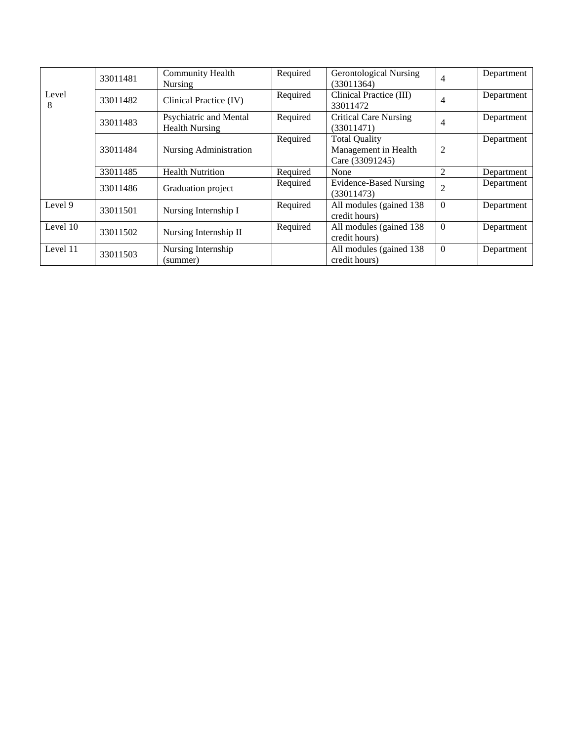| | | | | | | |
|---|---|---|---|---|---|---|
| Level 8 | 33011481 | Community Health Nursing | Required | Gerontological Nursing (33011364) | 4 | Department |
| | 33011482 | Clinical Practice (IV) | Required | Clinical Practice (III) 33011472 | 4 | Department |
| | 33011483 | Psychiatric and Mental Health Nursing | Required | Critical Care Nursing (33011471) | 4 | Department |
| | 33011484 | Nursing Administration | Required | Total Quality Management in Health Care (33091245) | 2 | Department |
| | 33011485 | Health Nutrition | Required | None | 2 | Department |
| | 33011486 | Graduation project | Required | Evidence-Based Nursing (33011473) | 2 | Department |
| Level 9 | 33011501 | Nursing Internship I | Required | All modules (gained 138 credit hours) | 0 | Department |
| Level 10 | 33011502 | Nursing Internship II | Required | All modules (gained 138 credit hours) | 0 | Department |
| Level 11 | 33011503 | Nursing Internship (summer) | | All modules (gained 138 credit hours) | 0 | Department |